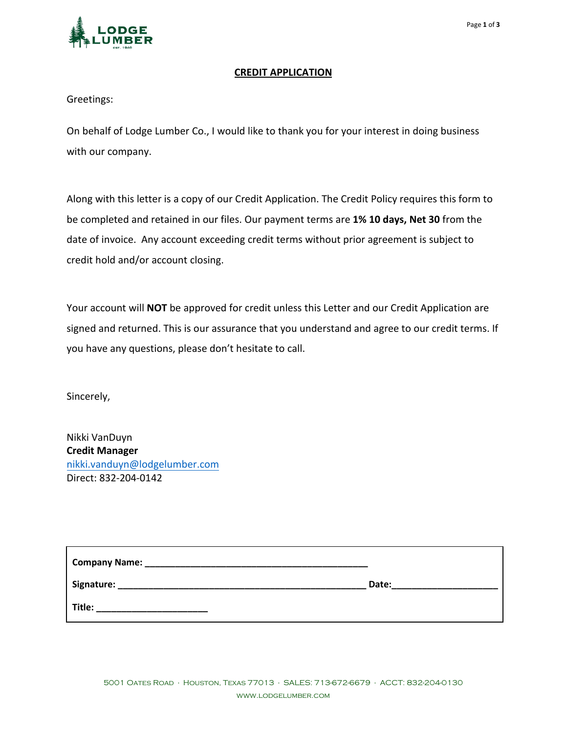# CREDIT APPLICATION

Greetings:

On behalf of Lodge Lumber Co., I would like to thank you for your interest in doing business with our company.

Along with this letter is a copy of our Credit Application. The Credit Policy requires this form to be completed and retained in our files. Our payment terms are **1% 10 days, Net 30** from the date of invoice. Any account exceeding credit terms without prior agreement is subject to credit hold and/or account closing.

Your account will **NOT** be approved for credit unless this Letter and our Credit Application are signed and returned. This is our assurance that you understand and agree to our credit terms. If you have any questions, please don't hesitate to call.

Sincerely,

Nikki VanDuyn
**Credit Manager**
nikki.vanduyn@lodgelumber.com
Direct: 832-204-0142

**Company Name:** ____________________________________________

**Signature:** _________________________________________________ **Date:**____________________

**Title:** ______________________

5001 Oates Road · Houston, Texas 77013 · SALES: 713-672-6679 · ACCT: 832-204-0130
www.lodgelumber.com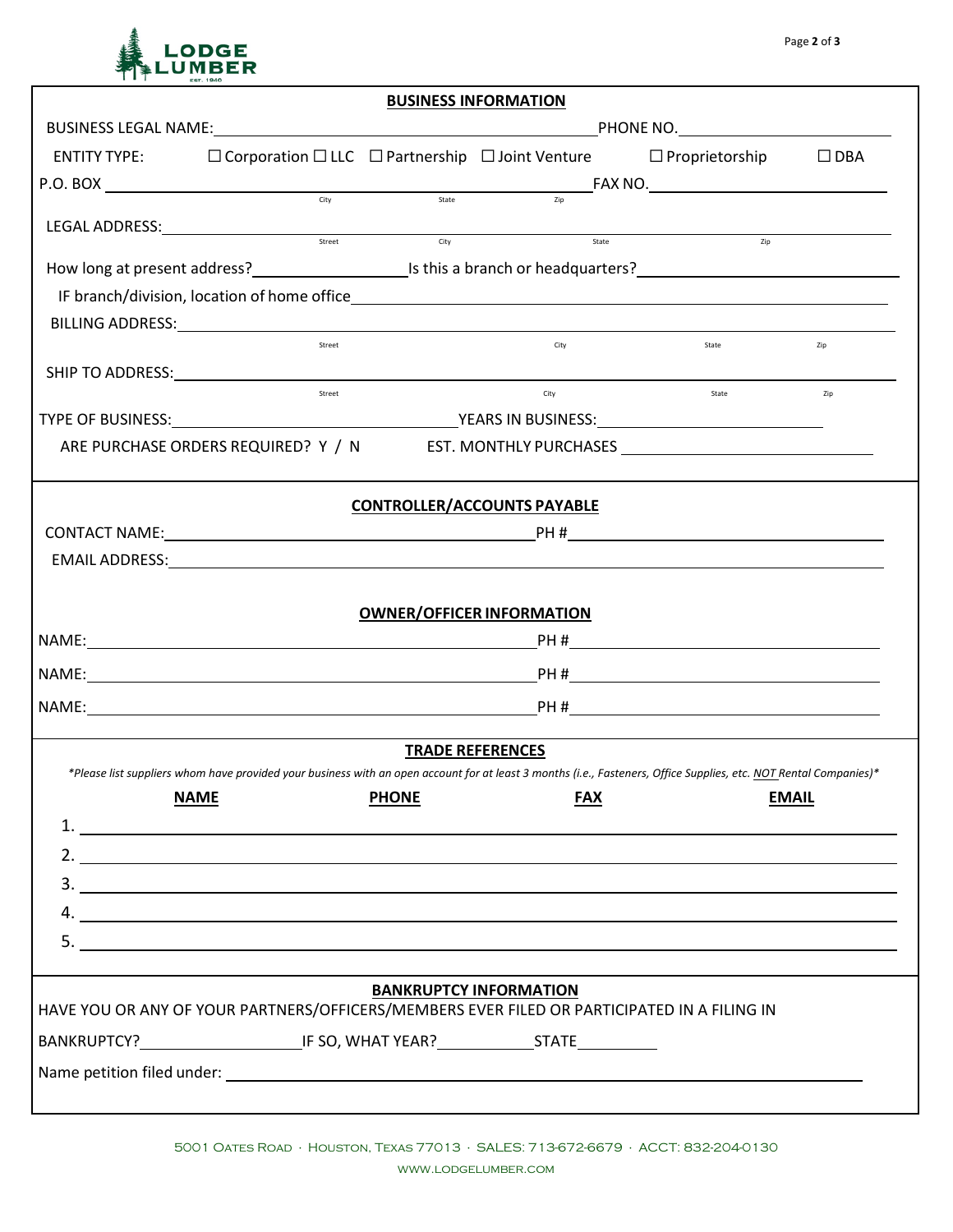**LODGE LUMBER** EST. 1940

## BUSINESS INFORMATION

BUSINESS LEGAL NAME: ______________________________ PHONE NO. ____________________

ENTITY TYPE: ☐ Corporation ☐ LLC ☐ Partnership ☐ Joint Venture ☐ Proprietorship ☐ DBA

P.O. BOX ______________________________ FAX NO. ____________________
City State Zip

LEGAL ADDRESS: ______________________________
Street City State Zip

How long at present address? ____________ Is this a branch or headquarters? ____________

IF branch/division, location of home office ______________________________

BILLING ADDRESS: ______________________________
Street City State Zip

SHIP TO ADDRESS: ______________________________
Street City State Zip

TYPE OF BUSINESS: ____________________ YEARS IN BUSINESS: ____________________

ARE PURCHASE ORDERS REQUIRED? Y / N EST. MONTHLY PURCHASES ____________________

## CONTROLLER/ACCOUNTS PAYABLE

CONTACT NAME: ______________________________ PH # ____________________

EMAIL ADDRESS: ______________________________

## OWNER/OFFICER INFORMATION

NAME: ______________________________ PH # ____________________

NAME: ______________________________ PH # ____________________

NAME: ______________________________ PH # ____________________

## TRADE REFERENCES

*\*Please list suppliers whom have provided your business with an open account for at least 3 months (i.e., Fasteners, Office Supplies, etc. NOT Rental Companies)\**

| | NAME | PHONE | FAX | EMAIL |
|---|---|---|---|---|
| 1. | | | | |
| 2. | | | | |
| 3. | | | | |
| 4. | | | | |
| 5. | | | | |

## BANKRUPTCY INFORMATION

HAVE YOU OR ANY OF YOUR PARTNERS/OFFICERS/MEMBERS EVER FILED OR PARTICIPATED IN A FILING IN BANKRUPTCY? ____________ IF SO, WHAT YEAR? ________ STATE ________

Name petition filed under: ______________________________

5001 Oates Road · Houston, Texas 77013 · SALES: 713-672-6679 · ACCT: 832-204-0130

www.lodgelumber.com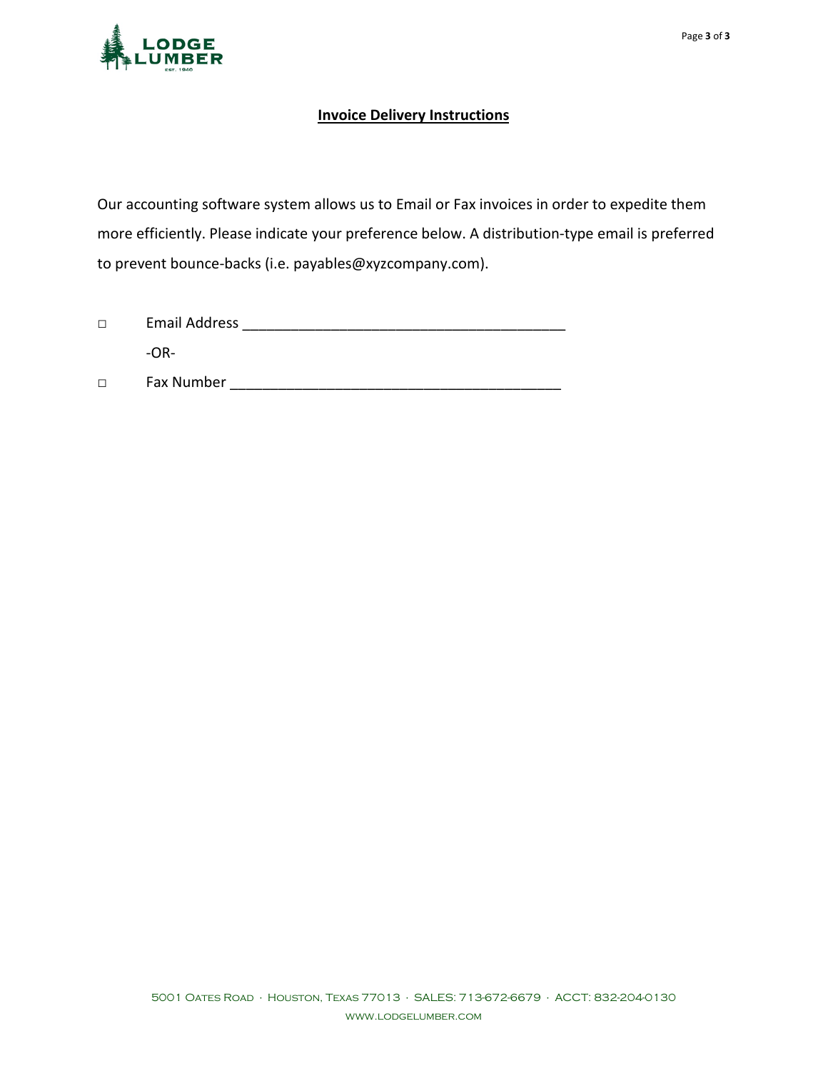## Invoice Delivery Instructions

Our accounting software system allows us to Email or Fax invoices in order to expedite them more efficiently. Please indicate your preference below. A distribution-type email is preferred to prevent bounce-backs (i.e. payables@xyzcompany.com).

□ Email Address ________________________________________

-OR-

□ Fax Number ________________________________________

5001 Oates Road · Houston, Texas 77013 · SALES: 713-672-6679 · ACCT: 832-204-0130

www.lodgelumber.com